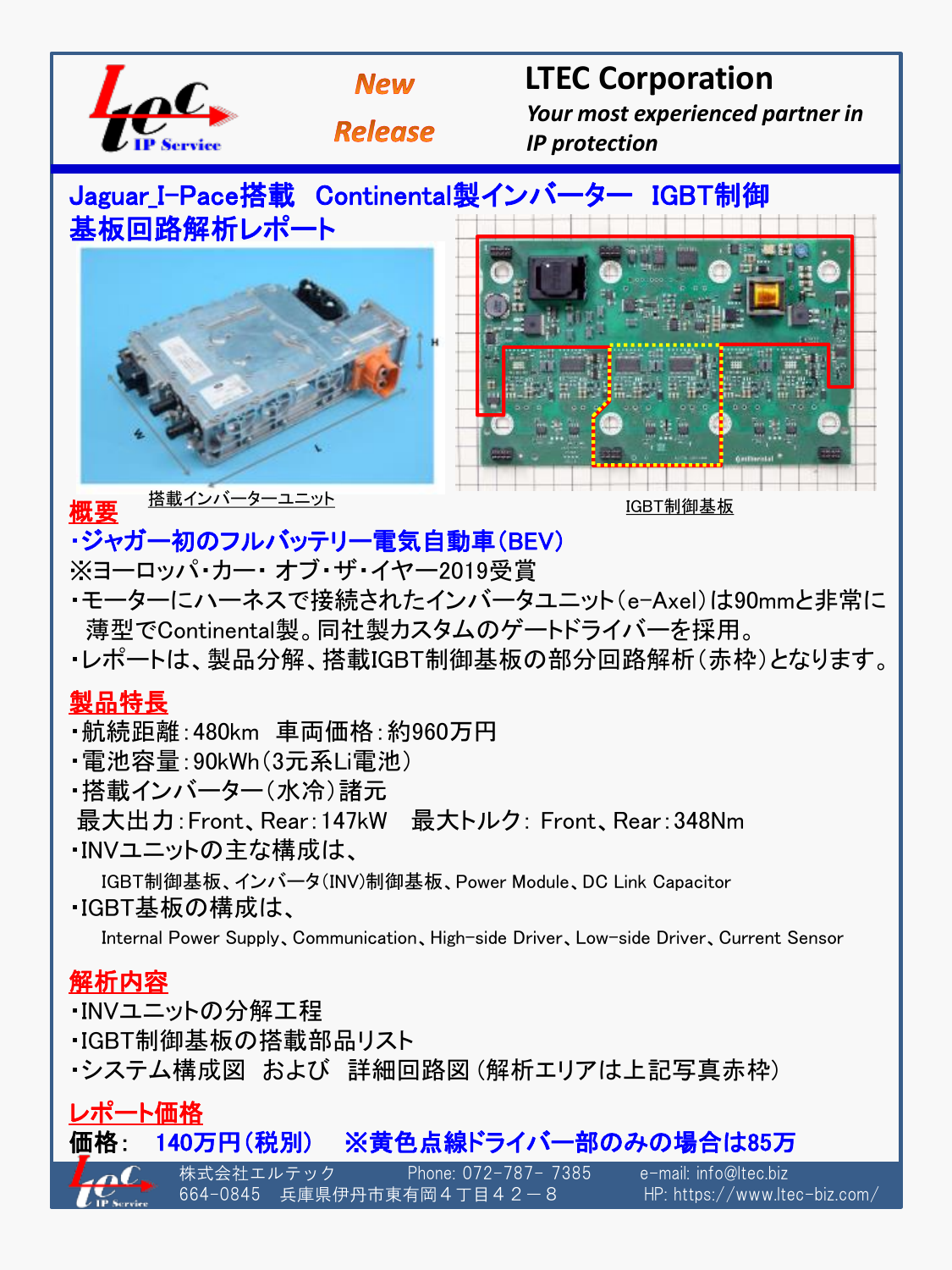**New Release**

# LTEC Corporation

*Your most experienced partner in IP protection*

## Jaguar_I-Pace搭載　Continental製インバーター　IGBT制御基板回路解析レポート

搭載インバーターユニット

IGBT制御基板

### 概要

**・ジャガー初のフルバッテリー電気自動車(BEV)**

※ヨーロッパ・カー・ オブ・ザ・イヤー2019受賞

・モーターにハーネスで接続されたインバータユニット(e-Axel)は90mmと非常に薄型でContinental製。同社製カスタムのゲートドライバーを採用。

・レポートは、製品分解、搭載IGBT制御基板の部分回路解析(赤枠)となります。

### 製品特長

・航続距離:480km　車両価格:約960万円

・電池容量:90kWh(3元系Li電池)

・搭載インバーター(水冷)諸元

最大出力:Front、Rear:147kW　最大トルク: Front、Rear:348Nm

・INVユニットの主な構成は、

IGBT制御基板、インバータ(INV)制御基板、Power Module、DC Link Capacitor

・IGBT基板の構成は、

Internal Power Supply、Communication、High-side Driver、Low-side Driver、Current Sensor

### 解析内容

・INVユニットの分解工程

・IGBT制御基板の搭載部品リスト

・システム構成図　および　詳細回路図 (解析エリアは上記写真赤枠)

### レポート価格

**価格:　140万円(税別)　※黄色点線ドライバー部のみの場合は85万**

株式会社エルテック　Phone: 072-787- 7385　e-mail: info@ltec.biz

664-0845　兵庫県伊丹市東有岡４丁目４２－８　HP: https://www.ltec-biz.com/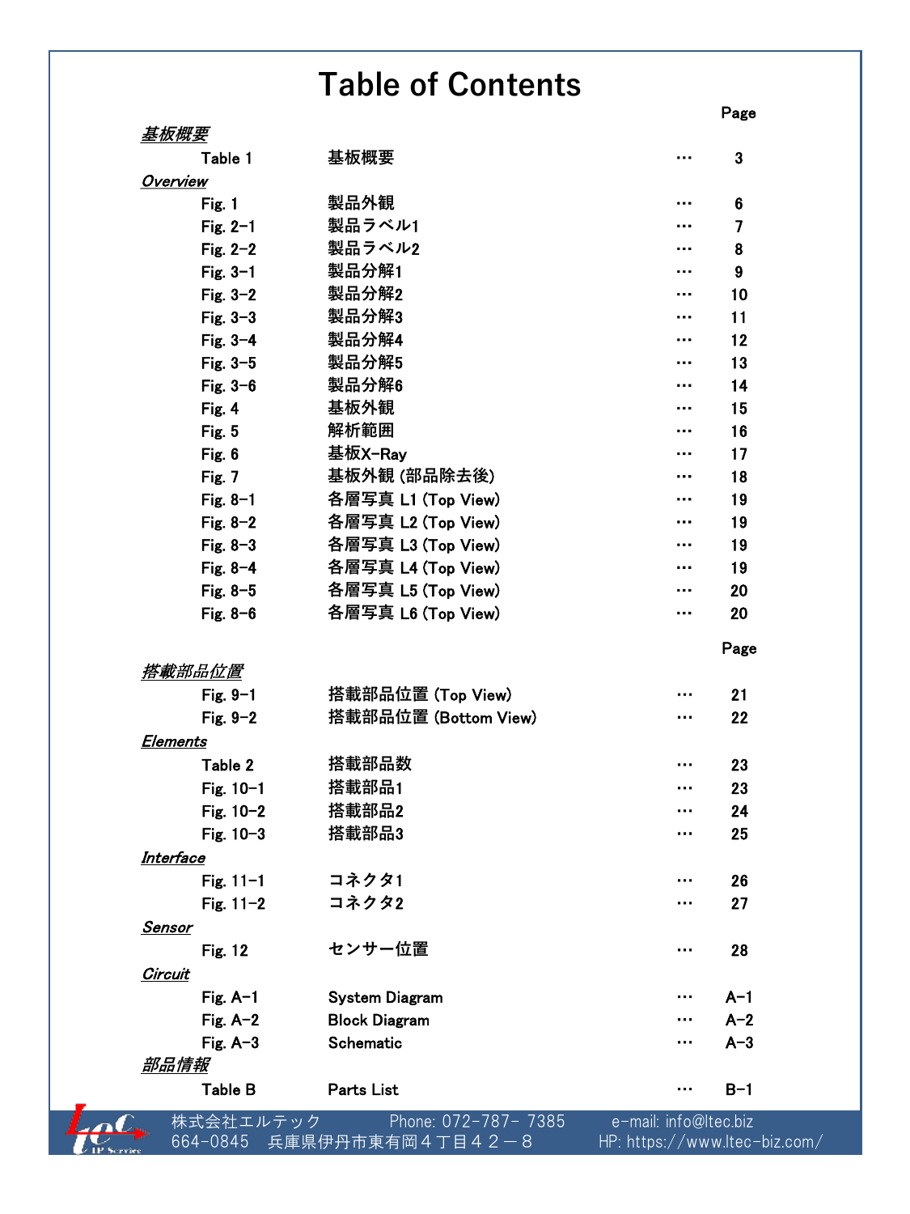# Table of Contents

| | | | | Page |
|---|---|---|---|---|
| ***基板概要*** | | | | |
| | Table 1 | 基板概要 | ・・・ | 3 |
| ***Overview*** | | | | |
| | Fig. 1 | 製品外観 | ・・・ | 6 |
| | Fig. 2-1 | 製品ラベル1 | ・・・ | 7 |
| | Fig. 2-2 | 製品ラベル2 | ・・・ | 8 |
| | Fig. 3-1 | 製品分解1 | ・・・ | 9 |
| | Fig. 3-2 | 製品分解2 | ・・・ | 10 |
| | Fig. 3-3 | 製品分解3 | ・・・ | 11 |
| | Fig. 3-4 | 製品分解4 | ・・・ | 12 |
| | Fig. 3-5 | 製品分解5 | ・・・ | 13 |
| | Fig. 3-6 | 製品分解6 | ・・・ | 14 |
| | Fig. 4 | 基板外観 | ・・・ | 15 |
| | Fig. 5 | 解析範囲 | ・・・ | 16 |
| | Fig. 6 | 基板X-Ray | ・・・ | 17 |
| | Fig. 7 | 基板外観 (部品除去後) | ・・・ | 18 |
| | Fig. 8-1 | 各層写真 L1 (Top View) | ・・・ | 19 |
| | Fig. 8-2 | 各層写真 L2 (Top View) | ・・・ | 19 |
| | Fig. 8-3 | 各層写真 L3 (Top View) | ・・・ | 19 |
| | Fig. 8-4 | 各層写真 L4 (Top View) | ・・・ | 19 |
| | Fig. 8-5 | 各層写真 L5 (Top View) | ・・・ | 20 |
| | Fig. 8-6 | 各層写真 L6 (Top View) | ・・・ | 20 |

| | | | | Page |
|---|---|---|---|---|
| ***搭載部品位置*** | | | | |
| | Fig. 9-1 | 搭載部品位置 (Top View) | ・・・ | 21 |
| | Fig. 9-2 | 搭載部品位置 (Bottom View) | ・・・ | 22 |
| ***Elements*** | | | | |
| | Table 2 | 搭載部品数 | ・・・ | 23 |
| | Fig. 10-1 | 搭載部品1 | ・・・ | 23 |
| | Fig. 10-2 | 搭載部品2 | ・・・ | 24 |
| | Fig. 10-3 | 搭載部品3 | ・・・ | 25 |
| ***Interface*** | | | | |
| | Fig. 11-1 | コネクタ1 | ・・・ | 26 |
| | Fig. 11-2 | コネクタ2 | ・・・ | 27 |
| ***Sensor*** | | | | |
| | Fig. 12 | センサー位置 | ・・・ | 28 |
| ***Circuit*** | | | | |
| | Fig. A-1 | System Diagram | ・・・ | A-1 |
| | Fig. A-2 | Block Diagram | ・・・ | A-2 |
| | Fig. A-3 | Schematic | ・・・ | A-3 |
| ***部品情報*** | | | | |
| | Table B | Parts List | ・・・ | B-1 |

株式会社エルテック　Phone: 072-787- 7385　e-mail: info@ltec.biz
664-0845　兵庫県伊丹市東有岡４丁目４２－８　HP: https://www.ltec-biz.com/